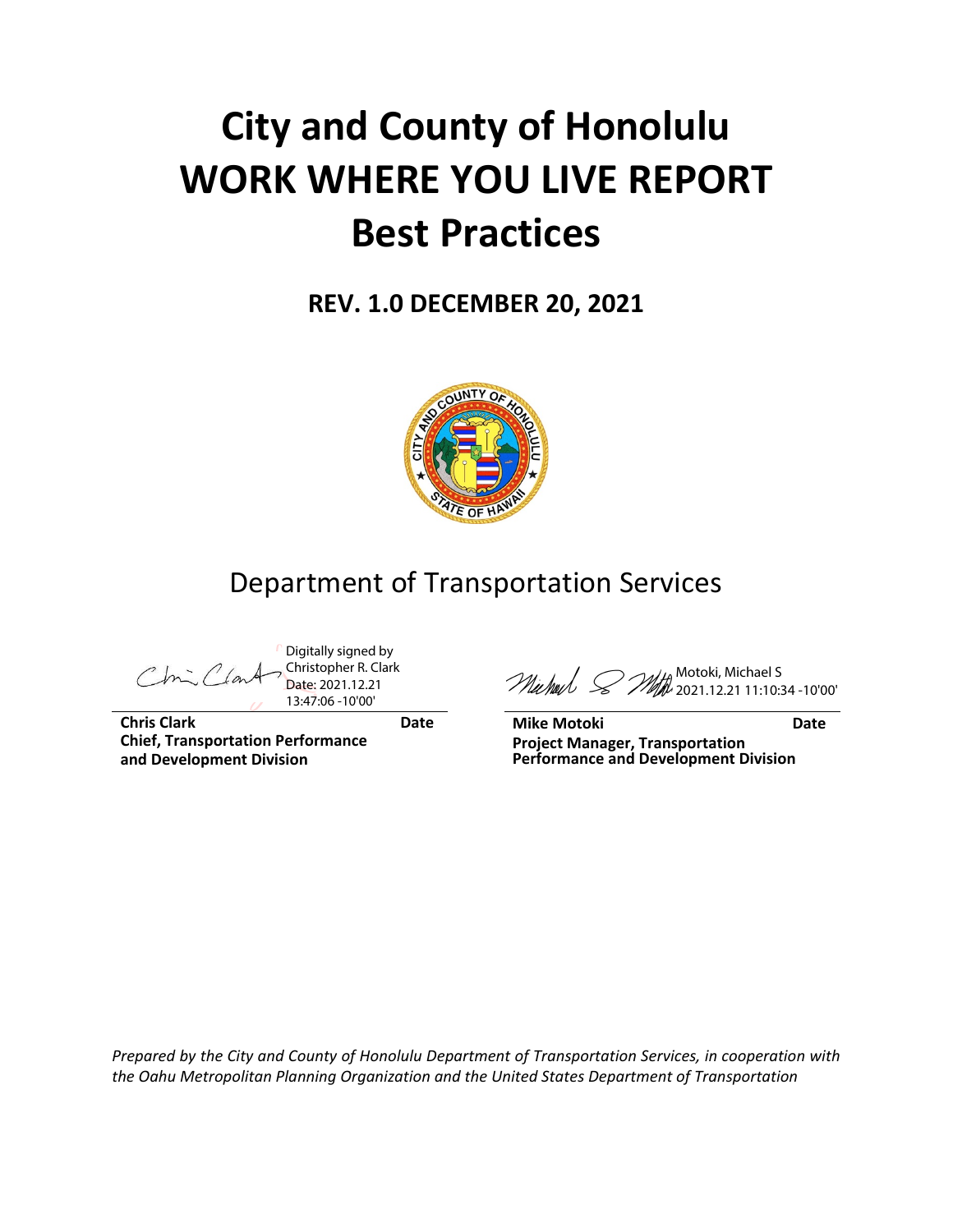# City and County of Honolulu WORK WHERE YOU LIVE REPORT Best Practices

**REV. 1.0 DECEMBER 20, 2021**

## Department of Transportation Services

Digitally signed by Christopher R. Clark
Date: 2021.12.21 13:47:06 -10'00'

**Chris Clark** **Date**
**Chief, Transportation Performance and Development Division**

Motoki, Michael S
2021.12.21 11:10:34 -10'00'

**Mike Motoki** **Date**
**Project Manager, Transportation Performance and Development Division**

*Prepared by the City and County of Honolulu Department of Transportation Services, in cooperation with the Oahu Metropolitan Planning Organization and the United States Department of Transportation*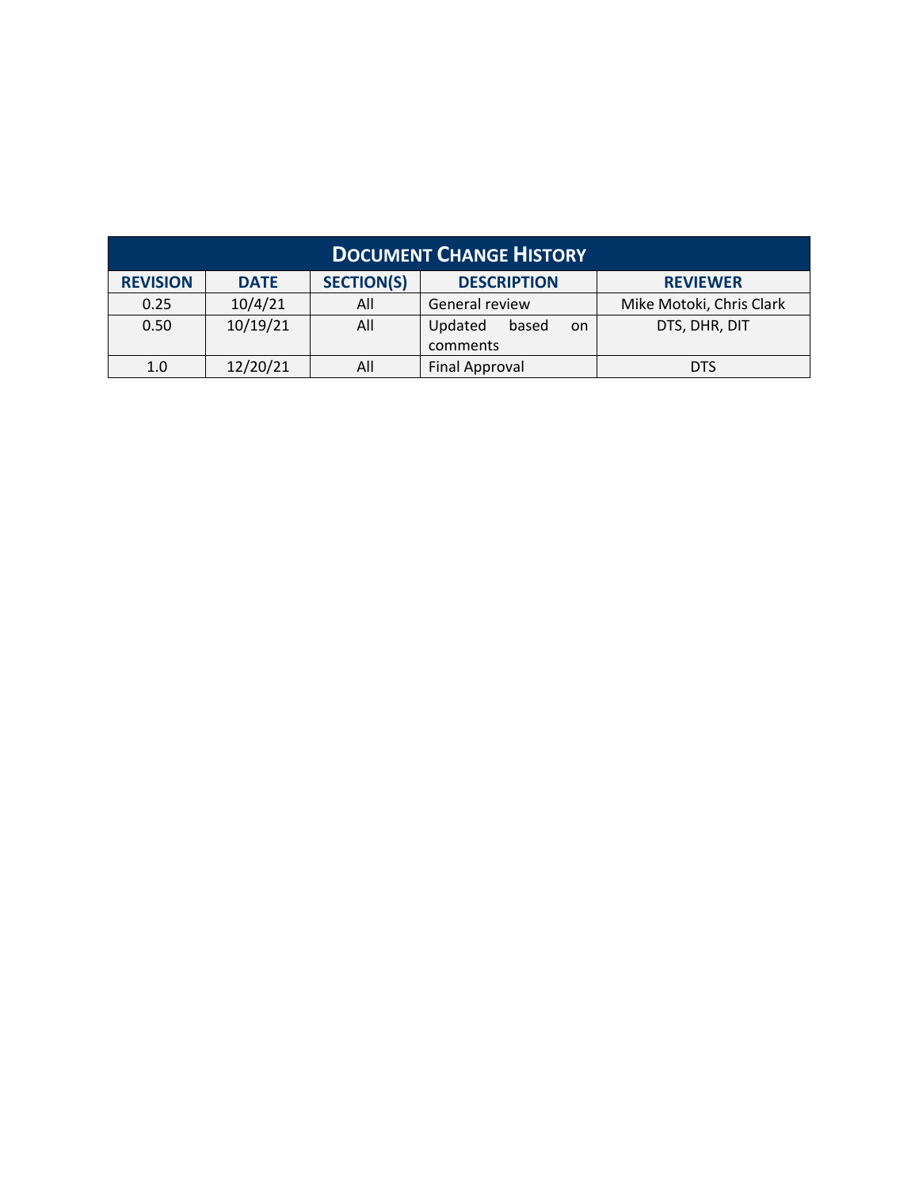| DOCUMENT CHANGE HISTORY | | | | |
|---|---|---|---|---|
| **REVISION** | **DATE** | **SECTION(S)** | **DESCRIPTION** | **REVIEWER** |
| 0.25 | 10/4/21 | All | General review | Mike Motoki, Chris Clark |
| 0.50 | 10/19/21 | All | Updated based on comments | DTS, DHR, DIT |
| 1.0 | 12/20/21 | All | Final Approval | DTS |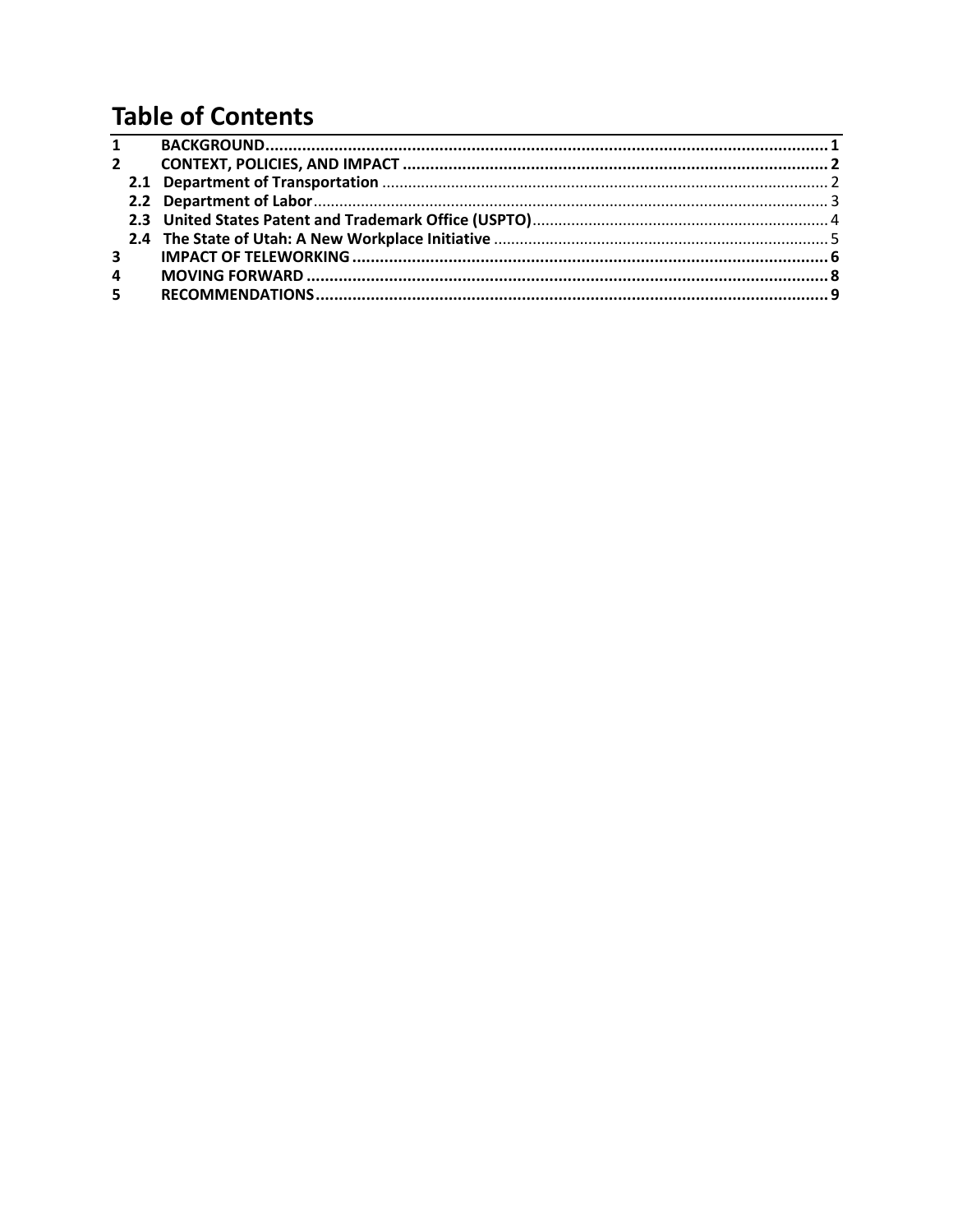# Table of Contents

| | | |
|---|---|---|
| **1** | **BACKGROUND** | **1** |
| **2** | **CONTEXT, POLICIES, AND IMPACT** | **2** |
| **2.1** | **Department of Transportation** | 2 |
| **2.2** | **Department of Labor** | 3 |
| **2.3** | **United States Patent and Trademark Office (USPTO)** | 4 |
| **2.4** | **The State of Utah: A New Workplace Initiative** | 5 |
| **3** | **IMPACT OF TELEWORKING** | **6** |
| **4** | **MOVING FORWARD** | **8** |
| **5** | **RECOMMENDATIONS** | **9** |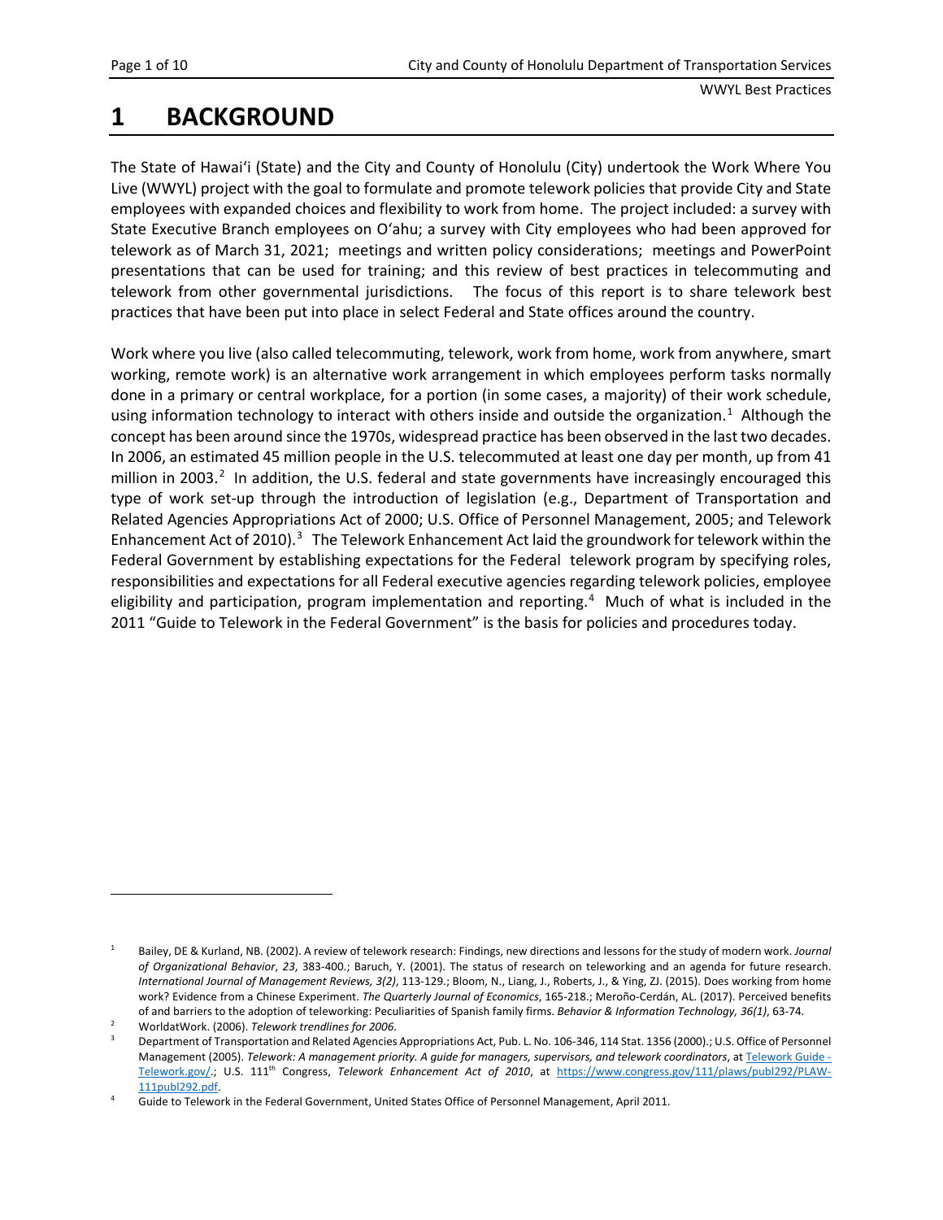# 1 BACKGROUND

The State of Hawai'i (State) and the City and County of Honolulu (City) undertook the Work Where You Live (WWYL) project with the goal to formulate and promote telework policies that provide City and State employees with expanded choices and flexibility to work from home. The project included: a survey with State Executive Branch employees on O'ahu; a survey with City employees who had been approved for telework as of March 31, 2021; meetings and written policy considerations; meetings and PowerPoint presentations that can be used for training; and this review of best practices in telecommuting and telework from other governmental jurisdictions. The focus of this report is to share telework best practices that have been put into place in select Federal and State offices around the country.

Work where you live (also called telecommuting, telework, work from home, work from anywhere, smart working, remote work) is an alternative work arrangement in which employees perform tasks normally done in a primary or central workplace, for a portion (in some cases, a majority) of their work schedule, using information technology to interact with others inside and outside the organization.[1] Although the concept has been around since the 1970s, widespread practice has been observed in the last two decades. In 2006, an estimated 45 million people in the U.S. telecommuted at least one day per month, up from 41 million in 2003.[2] In addition, the U.S. federal and state governments have increasingly encouraged this type of work set-up through the introduction of legislation (e.g., Department of Transportation and Related Agencies Appropriations Act of 2000; U.S. Office of Personnel Management, 2005; and Telework Enhancement Act of 2010).[3] The Telework Enhancement Act laid the groundwork for telework within the Federal Government by establishing expectations for the Federal telework program by specifying roles, responsibilities and expectations for all Federal executive agencies regarding telework policies, employee eligibility and participation, program implementation and reporting.[4] Much of what is included in the 2011 "Guide to Telework in the Federal Government" is the basis for policies and procedures today.

---

[1] Bailey, DE & Kurland, NB. (2002). A review of telework research: Findings, new directions and lessons for the study of modern work. *Journal of Organizational Behavior*, *23*, 383-400.; Baruch, Y. (2001). The status of research on teleworking and an agenda for future research. *International Journal of Management Reviews, 3(2)*, 113-129.; Bloom, N., Liang, J., Roberts, J., & Ying, ZJ. (2015). Does working from home work? Evidence from a Chinese Experiment. *The Quarterly Journal of Economics*, 165-218.; Meroño-Cerdán, AL. (2017). Perceived benefits of and barriers to the adoption of teleworking: Peculiarities of Spanish family firms. *Behavior & Information Technology, 36(1)*, 63-74.

[2] WorldatWork. (2006). *Telework trendlines for 2006*.

[3] Department of Transportation and Related Agencies Appropriations Act, Pub. L. No. 106-346, 114 Stat. 1356 (2000).; U.S. Office of Personnel Management (2005). *Telework: A management priority. A guide for managers, supervisors, and telework coordinators*, at Telework Guide - Telework.gov/.; U.S. 111th Congress, *Telework Enhancement Act of 2010*, at https://www.congress.gov/111/plaws/publ292/PLAW-111publ292.pdf.

[4] Guide to Telework in the Federal Government, United States Office of Personnel Management, April 2011.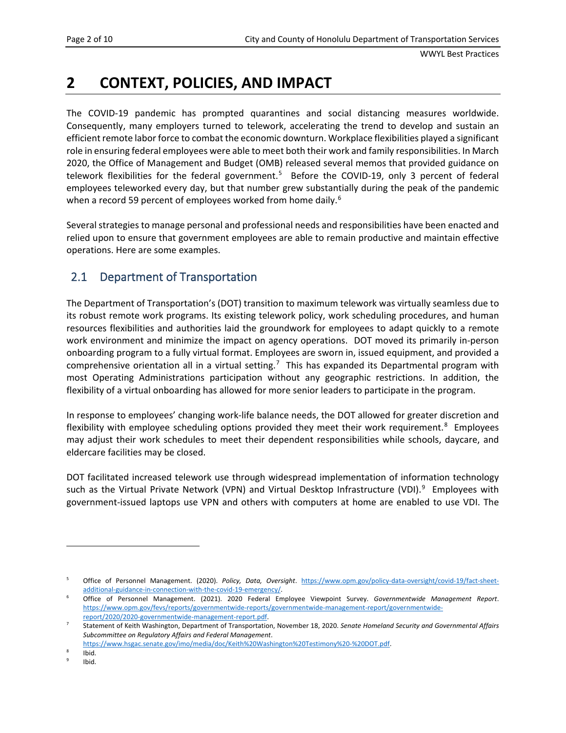# 2 CONTEXT, POLICIES, AND IMPACT

The COVID-19 pandemic has prompted quarantines and social distancing measures worldwide. Consequently, many employers turned to telework, accelerating the trend to develop and sustain an efficient remote labor force to combat the economic downturn. Workplace flexibilities played a significant role in ensuring federal employees were able to meet both their work and family responsibilities. In March 2020, the Office of Management and Budget (OMB) released several memos that provided guidance on telework flexibilities for the federal government.[5] Before the COVID-19, only 3 percent of federal employees teleworked every day, but that number grew substantially during the peak of the pandemic when a record 59 percent of employees worked from home daily.[6]

Several strategies to manage personal and professional needs and responsibilities have been enacted and relied upon to ensure that government employees are able to remain productive and maintain effective operations. Here are some examples.

## 2.1 Department of Transportation

The Department of Transportation's (DOT) transition to maximum telework was virtually seamless due to its robust remote work programs. Its existing telework policy, work scheduling procedures, and human resources flexibilities and authorities laid the groundwork for employees to adapt quickly to a remote work environment and minimize the impact on agency operations. DOT moved its primarily in-person onboarding program to a fully virtual format. Employees are sworn in, issued equipment, and provided a comprehensive orientation all in a virtual setting.[7] This has expanded its Departmental program with most Operating Administrations participation without any geographic restrictions. In addition, the flexibility of a virtual onboarding has allowed for more senior leaders to participate in the program.

In response to employees' changing work-life balance needs, the DOT allowed for greater discretion and flexibility with employee scheduling options provided they meet their work requirement.[8] Employees may adjust their work schedules to meet their dependent responsibilities while schools, daycare, and eldercare facilities may be closed.

DOT facilitated increased telework use through widespread implementation of information technology such as the Virtual Private Network (VPN) and Virtual Desktop Infrastructure (VDI).[9] Employees with government-issued laptops use VPN and others with computers at home are enabled to use VDI. The

---

[5] Office of Personnel Management. (2020). *Policy, Data, Oversight*. https://www.opm.gov/policy-data-oversight/covid-19/fact-sheet-additional-guidance-in-connection-with-the-covid-19-emergency/.

[6] Office of Personnel Management. (2021). 2020 Federal Employee Viewpoint Survey. *Governmentwide Management Report*. https://www.opm.gov/fevs/reports/governmentwide-reports/governmentwide-management-report/governmentwide-report/2020/2020-governmentwide-management-report.pdf.

[7] Statement of Keith Washington, Department of Transportation, November 18, 2020. *Senate Homeland Security and Governmental Affairs Subcommittee on Regulatory Affairs and Federal Management*. https://www.hsgac.senate.gov/imo/media/doc/Keith%20Washington%20Testimony%20-%20DOT.pdf.

[8] Ibid.

[9] Ibid.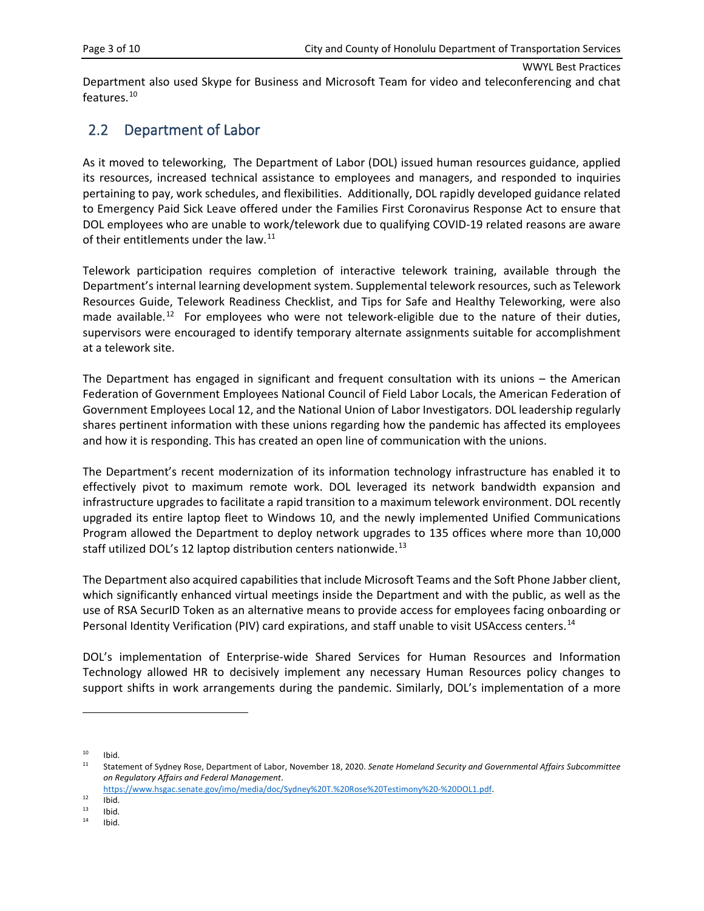Department also used Skype for Business and Microsoft Team for video and teleconferencing and chat features.[10]

## 2.2 Department of Labor

As it moved to teleworking, The Department of Labor (DOL) issued human resources guidance, applied its resources, increased technical assistance to employees and managers, and responded to inquiries pertaining to pay, work schedules, and flexibilities. Additionally, DOL rapidly developed guidance related to Emergency Paid Sick Leave offered under the Families First Coronavirus Response Act to ensure that DOL employees who are unable to work/telework due to qualifying COVID-19 related reasons are aware of their entitlements under the law.[11]

Telework participation requires completion of interactive telework training, available through the Department's internal learning development system. Supplemental telework resources, such as Telework Resources Guide, Telework Readiness Checklist, and Tips for Safe and Healthy Teleworking, were also made available.[12] For employees who were not telework-eligible due to the nature of their duties, supervisors were encouraged to identify temporary alternate assignments suitable for accomplishment at a telework site.

The Department has engaged in significant and frequent consultation with its unions – the American Federation of Government Employees National Council of Field Labor Locals, the American Federation of Government Employees Local 12, and the National Union of Labor Investigators. DOL leadership regularly shares pertinent information with these unions regarding how the pandemic has affected its employees and how it is responding. This has created an open line of communication with the unions.

The Department's recent modernization of its information technology infrastructure has enabled it to effectively pivot to maximum remote work. DOL leveraged its network bandwidth expansion and infrastructure upgrades to facilitate a rapid transition to a maximum telework environment. DOL recently upgraded its entire laptop fleet to Windows 10, and the newly implemented Unified Communications Program allowed the Department to deploy network upgrades to 135 offices where more than 10,000 staff utilized DOL's 12 laptop distribution centers nationwide.[13]

The Department also acquired capabilities that include Microsoft Teams and the Soft Phone Jabber client, which significantly enhanced virtual meetings inside the Department and with the public, as well as the use of RSA SecurID Token as an alternative means to provide access for employees facing onboarding or Personal Identity Verification (PIV) card expirations, and staff unable to visit USAccess centers.[14]

DOL's implementation of Enterprise-wide Shared Services for Human Resources and Information Technology allowed HR to decisively implement any necessary Human Resources policy changes to support shifts in work arrangements during the pandemic. Similarly, DOL's implementation of a more

---

[10] Ibid.

[11] Statement of Sydney Rose, Department of Labor, November 18, 2020. *Senate Homeland Security and Governmental Affairs Subcommittee on Regulatory Affairs and Federal Management*. https://www.hsgac.senate.gov/imo/media/doc/Sydney%20T.%20Rose%20Testimony%20-%20DOL1.pdf.

[12] Ibid.

[13] Ibid.

[14] Ibid.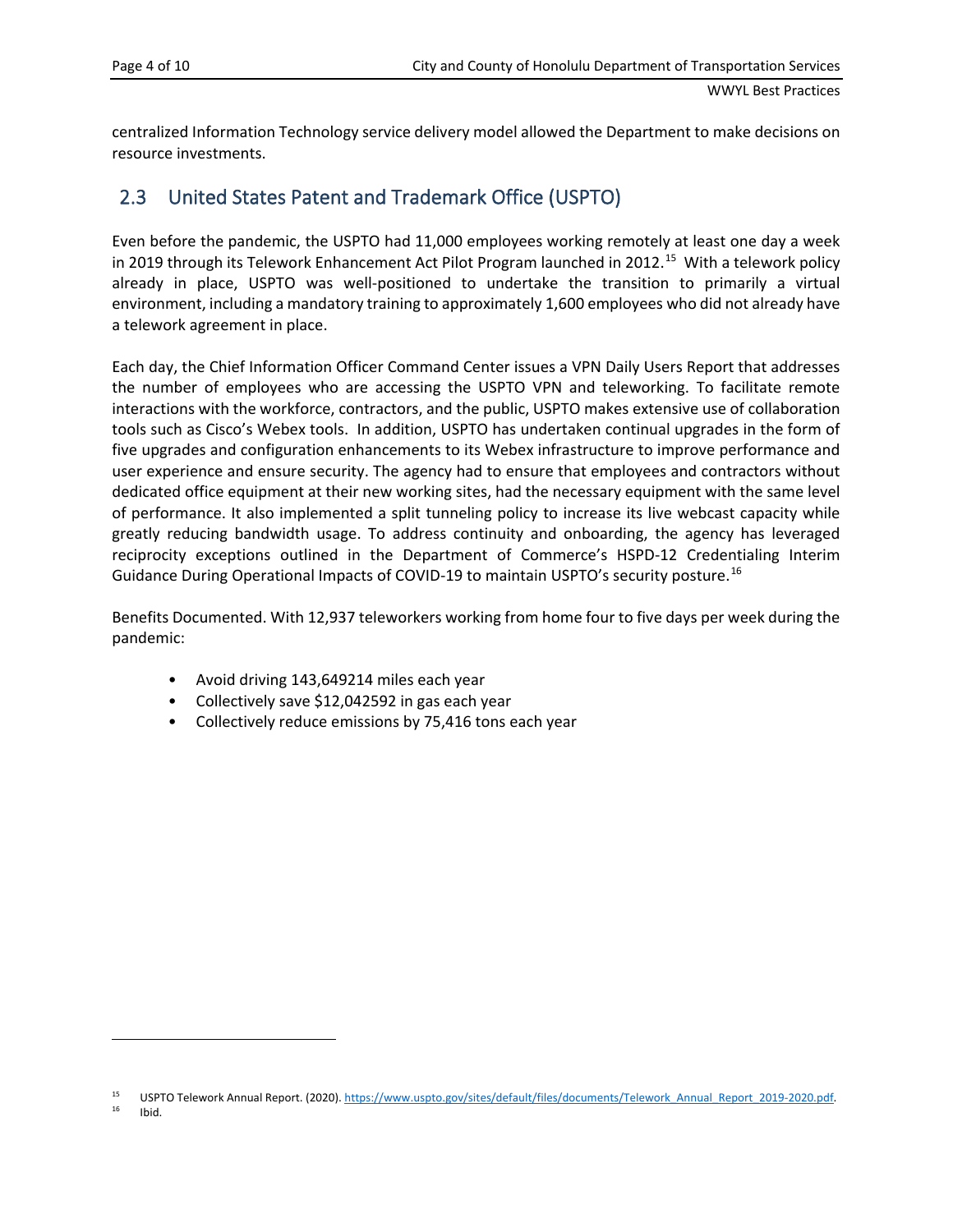centralized Information Technology service delivery model allowed the Department to make decisions on resource investments.

## 2.3 United States Patent and Trademark Office (USPTO)

Even before the pandemic, the USPTO had 11,000 employees working remotely at least one day a week in 2019 through its Telework Enhancement Act Pilot Program launched in 2012.[15] With a telework policy already in place, USPTO was well-positioned to undertake the transition to primarily a virtual environment, including a mandatory training to approximately 1,600 employees who did not already have a telework agreement in place.

Each day, the Chief Information Officer Command Center issues a VPN Daily Users Report that addresses the number of employees who are accessing the USPTO VPN and teleworking. To facilitate remote interactions with the workforce, contractors, and the public, USPTO makes extensive use of collaboration tools such as Cisco's Webex tools. In addition, USPTO has undertaken continual upgrades in the form of five upgrades and configuration enhancements to its Webex infrastructure to improve performance and user experience and ensure security. The agency had to ensure that employees and contractors without dedicated office equipment at their new working sites, had the necessary equipment with the same level of performance. It also implemented a split tunneling policy to increase its live webcast capacity while greatly reducing bandwidth usage. To address continuity and onboarding, the agency has leveraged reciprocity exceptions outlined in the Department of Commerce's HSPD-12 Credentialing Interim Guidance During Operational Impacts of COVID-19 to maintain USPTO's security posture.[16]

Benefits Documented. With 12,937 teleworkers working from home four to five days per week during the pandemic:

- Avoid driving 143,649214 miles each year
- Collectively save $12,042592 in gas each year
- Collectively reduce emissions by 75,416 tons each year

---

[15] USPTO Telework Annual Report. (2020). https://www.uspto.gov/sites/default/files/documents/Telework_Annual_Report_2019-2020.pdf.

[16] Ibid.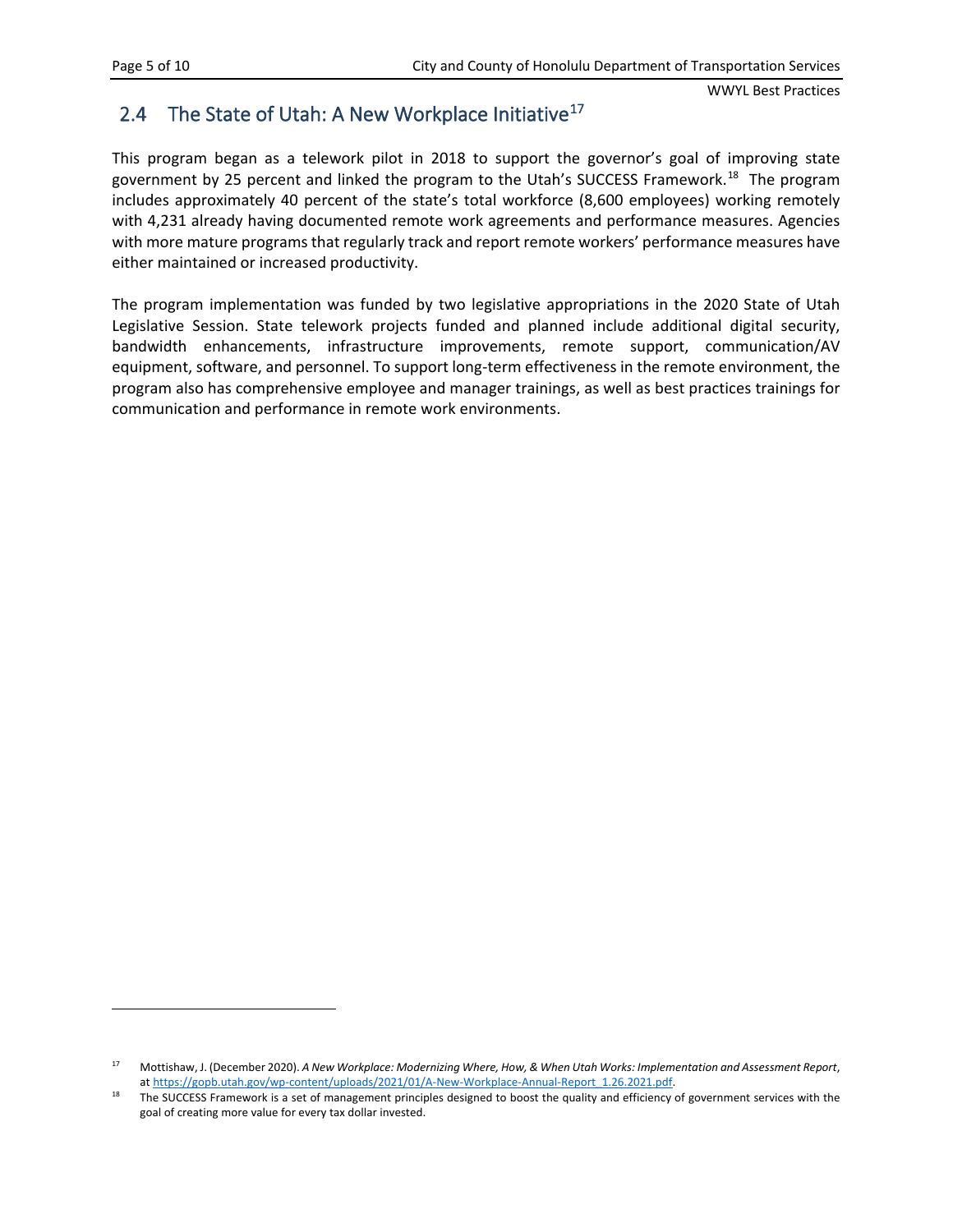## 2.4 The State of Utah: A New Workplace Initiative[17]

This program began as a telework pilot in 2018 to support the governor's goal of improving state government by 25 percent and linked the program to the Utah's SUCCESS Framework.[18] The program includes approximately 40 percent of the state's total workforce (8,600 employees) working remotely with 4,231 already having documented remote work agreements and performance measures. Agencies with more mature programs that regularly track and report remote workers' performance measures have either maintained or increased productivity.

The program implementation was funded by two legislative appropriations in the 2020 State of Utah Legislative Session. State telework projects funded and planned include additional digital security, bandwidth enhancements, infrastructure improvements, remote support, communication/AV equipment, software, and personnel. To support long-term effectiveness in the remote environment, the program also has comprehensive employee and manager trainings, as well as best practices trainings for communication and performance in remote work environments.

---

[17] Mottishaw, J. (December 2020). *A New Workplace: Modernizing Where, How, & When Utah Works: Implementation and Assessment Report*, at https://gopb.utah.gov/wp-content/uploads/2021/01/A-New-Workplace-Annual-Report_1.26.2021.pdf.

[18] The SUCCESS Framework is a set of management principles designed to boost the quality and efficiency of government services with the goal of creating more value for every tax dollar invested.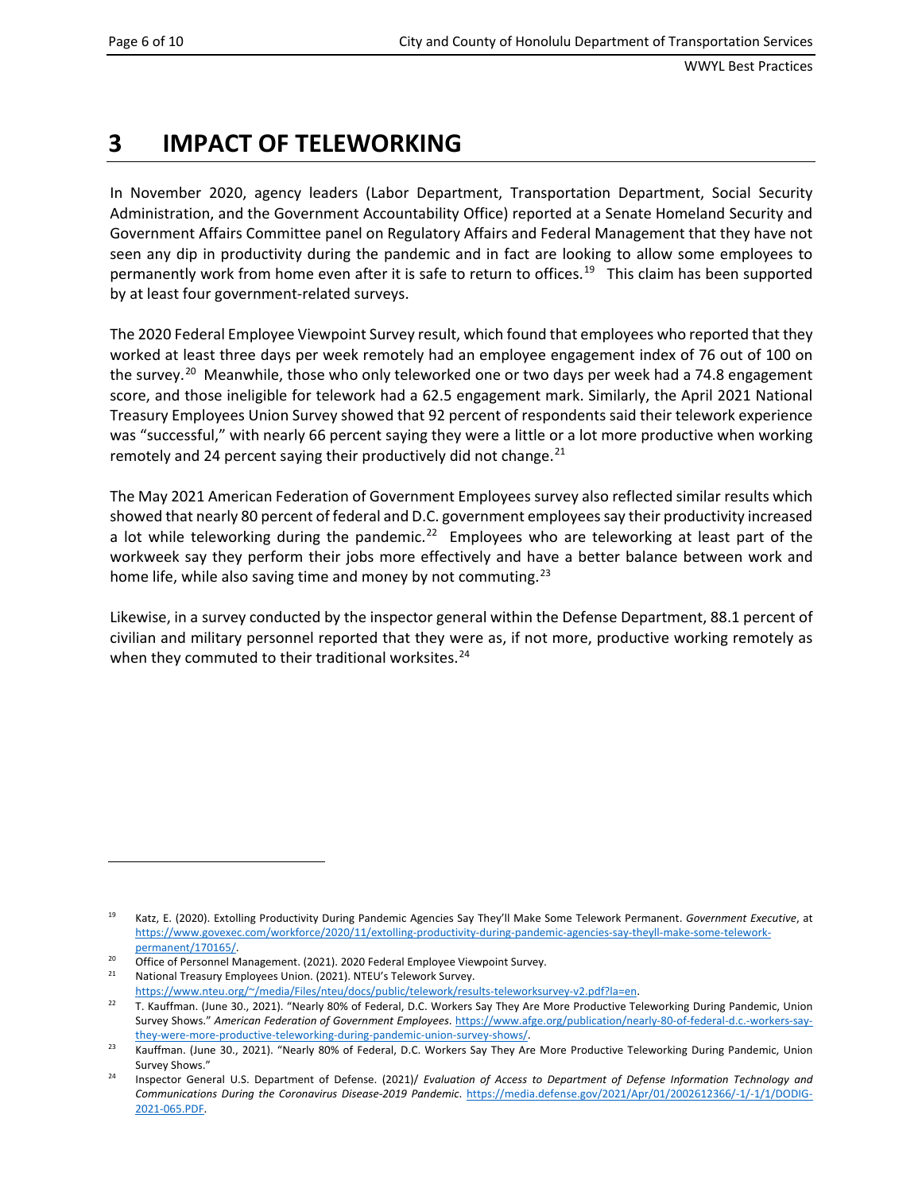# 3 IMPACT OF TELEWORKING

In November 2020, agency leaders (Labor Department, Transportation Department, Social Security Administration, and the Government Accountability Office) reported at a Senate Homeland Security and Government Affairs Committee panel on Regulatory Affairs and Federal Management that they have not seen any dip in productivity during the pandemic and in fact are looking to allow some employees to permanently work from home even after it is safe to return to offices.[19] This claim has been supported by at least four government-related surveys.

The 2020 Federal Employee Viewpoint Survey result, which found that employees who reported that they worked at least three days per week remotely had an employee engagement index of 76 out of 100 on the survey.[20] Meanwhile, those who only teleworked one or two days per week had a 74.8 engagement score, and those ineligible for telework had a 62.5 engagement mark. Similarly, the April 2021 National Treasury Employees Union Survey showed that 92 percent of respondents said their telework experience was "successful," with nearly 66 percent saying they were a little or a lot more productive when working remotely and 24 percent saying their productively did not change.[21]

The May 2021 American Federation of Government Employees survey also reflected similar results which showed that nearly 80 percent of federal and D.C. government employees say their productivity increased a lot while teleworking during the pandemic.[22] Employees who are teleworking at least part of the workweek say they perform their jobs more effectively and have a better balance between work and home life, while also saving time and money by not commuting.[23]

Likewise, in a survey conducted by the inspector general within the Defense Department, 88.1 percent of civilian and military personnel reported that they were as, if not more, productive working remotely as when they commuted to their traditional worksites.[24]

---

[19] Katz, E. (2020). Extolling Productivity During Pandemic Agencies Say They'll Make Some Telework Permanent. *Government Executive*, at https://www.govexec.com/workforce/2020/11/extolling-productivity-during-pandemic-agencies-say-theyll-make-some-telework-permanent/170165/.

[20] Office of Personnel Management. (2021). 2020 Federal Employee Viewpoint Survey.

[21] National Treasury Employees Union. (2021). NTEU's Telework Survey. https://www.nteu.org/~/media/Files/nteu/docs/public/telework/results-teleworksurvey-v2.pdf?la=en.

[22] T. Kauffman. (June 30., 2021). "Nearly 80% of Federal, D.C. Workers Say They Are More Productive Teleworking During Pandemic, Union Survey Shows." *American Federation of Government Employees*. https://www.afge.org/publication/nearly-80-of-federal-d.c.-workers-say-they-were-more-productive-teleworking-during-pandemic-union-survey-shows/.

[23] Kauffman. (June 30., 2021). "Nearly 80% of Federal, D.C. Workers Say They Are More Productive Teleworking During Pandemic, Union Survey Shows."

[24] Inspector General U.S. Department of Defense. (2021)/ *Evaluation of Access to Department of Defense Information Technology and Communications During the Coronavirus Disease-2019 Pandemic*. https://media.defense.gov/2021/Apr/01/2002612366/-1/-1/1/DODIG-2021-065.PDF.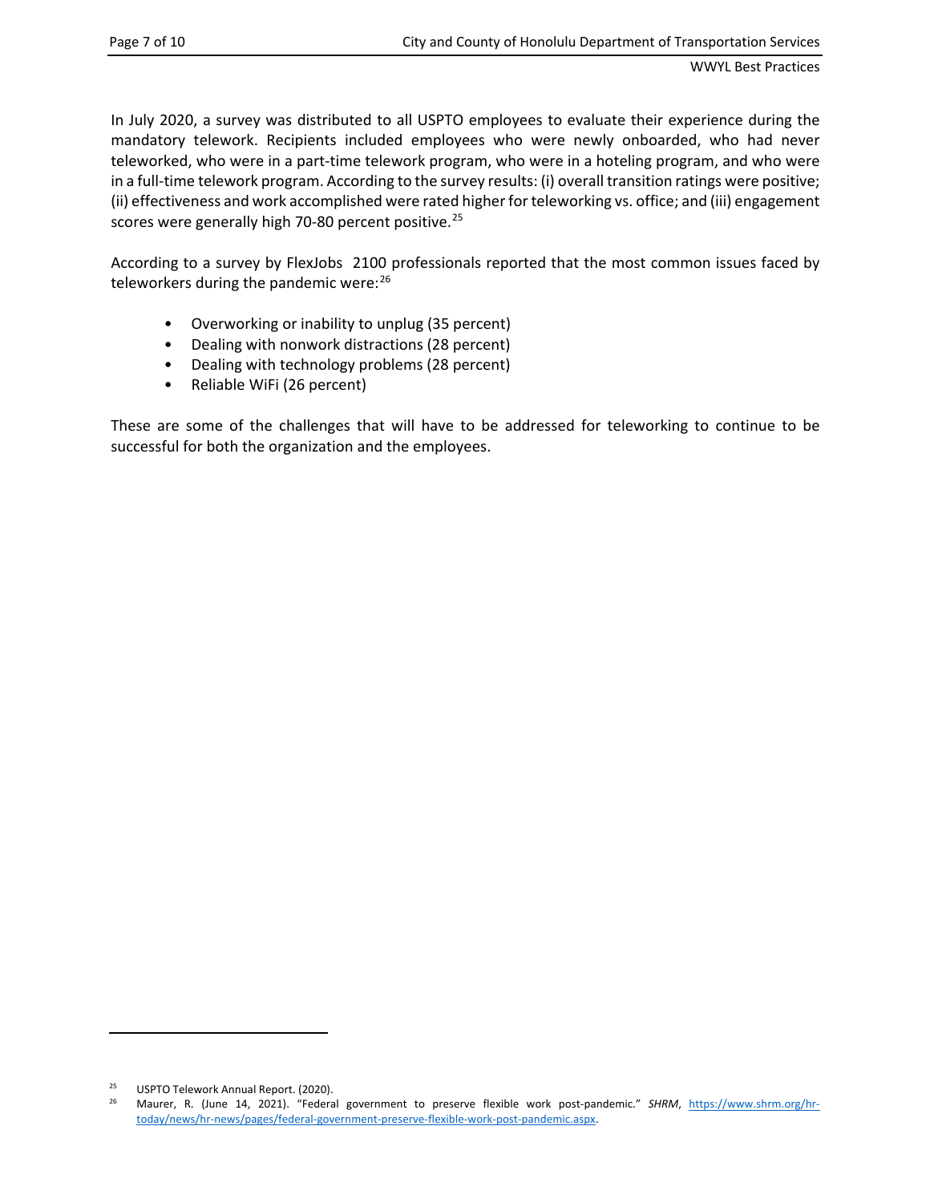In July 2020, a survey was distributed to all USPTO employees to evaluate their experience during the mandatory telework. Recipients included employees who were newly onboarded, who had never teleworked, who were in a part-time telework program, who were in a hoteling program, and who were in a full-time telework program. According to the survey results: (i) overall transition ratings were positive; (ii) effectiveness and work accomplished were rated higher for teleworking vs. office; and (iii) engagement scores were generally high 70-80 percent positive.[25]

According to a survey by FlexJobs 2100 professionals reported that the most common issues faced by teleworkers during the pandemic were:[26]

- Overworking or inability to unplug (35 percent)
- Dealing with nonwork distractions (28 percent)
- Dealing with technology problems (28 percent)
- Reliable WiFi (26 percent)

These are some of the challenges that will have to be addressed for teleworking to continue to be successful for both the organization and the employees.

---

[25] USPTO Telework Annual Report. (2020).

[26] Maurer, R. (June 14, 2021). "Federal government to preserve flexible work post-pandemic." *SHRM*, https://www.shrm.org/hr-today/news/hr-news/pages/federal-government-preserve-flexible-work-post-pandemic.aspx.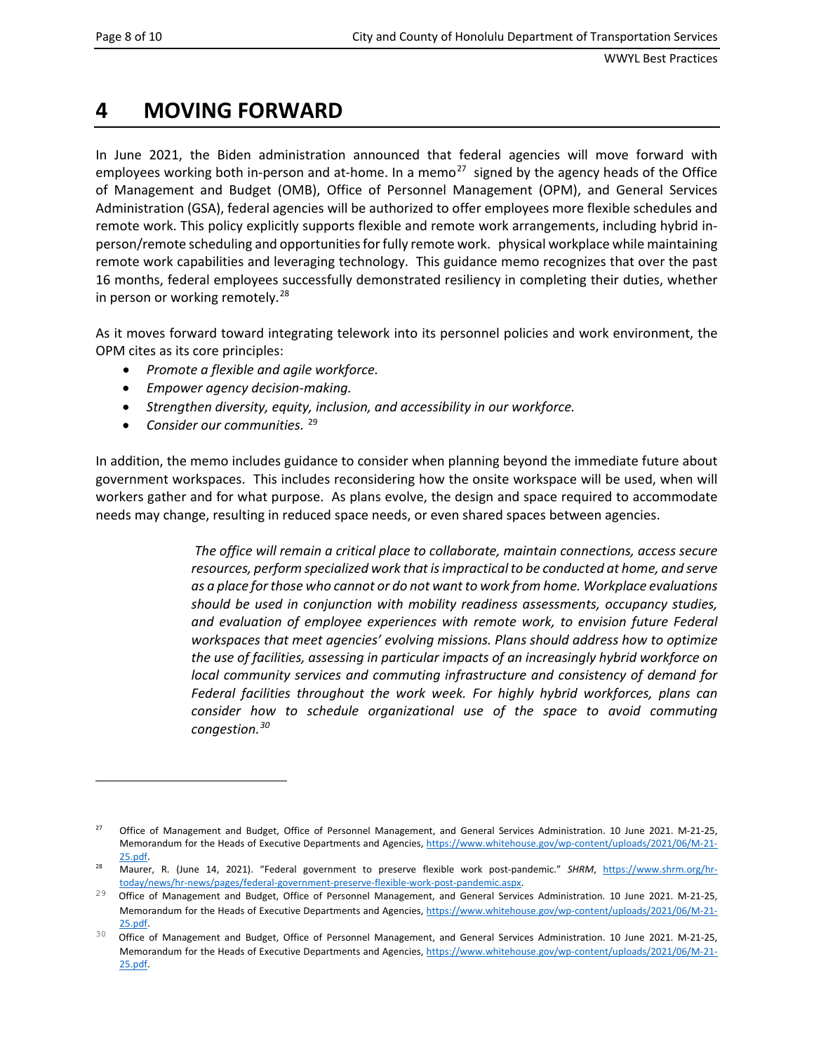# 4 MOVING FORWARD

In June 2021, the Biden administration announced that federal agencies will move forward with employees working both in-person and at-home. In a memo[27] signed by the agency heads of the Office of Management and Budget (OMB), Office of Personnel Management (OPM), and General Services Administration (GSA), federal agencies will be authorized to offer employees more flexible schedules and remote work. This policy explicitly supports flexible and remote work arrangements, including hybrid in-person/remote scheduling and opportunities for fully remote work. physical workplace while maintaining remote work capabilities and leveraging technology. This guidance memo recognizes that over the past 16 months, federal employees successfully demonstrated resiliency in completing their duties, whether in person or working remotely.[28]

As it moves forward toward integrating telework into its personnel policies and work environment, the OPM cites as its core principles:

- *Promote a flexible and agile workforce.*
- *Empower agency decision-making.*
- *Strengthen diversity, equity, inclusion, and accessibility in our workforce.*
- *Consider our communities.* [29]

In addition, the memo includes guidance to consider when planning beyond the immediate future about government workspaces. This includes reconsidering how the onsite workspace will be used, when will workers gather and for what purpose. As plans evolve, the design and space required to accommodate needs may change, resulting in reduced space needs, or even shared spaces between agencies.

> *The office will remain a critical place to collaborate, maintain connections, access secure resources, perform specialized work that is impractical to be conducted at home, and serve as a place for those who cannot or do not want to work from home. Workplace evaluations should be used in conjunction with mobility readiness assessments, occupancy studies, and evaluation of employee experiences with remote work, to envision future Federal workspaces that meet agencies' evolving missions. Plans should address how to optimize the use of facilities, assessing in particular impacts of an increasingly hybrid workforce on local community services and commuting infrastructure and consistency of demand for Federal facilities throughout the work week. For highly hybrid workforces, plans can consider how to schedule organizational use of the space to avoid commuting congestion.*[30]

---

[27] Office of Management and Budget, Office of Personnel Management, and General Services Administration. 10 June 2021. M-21-25, Memorandum for the Heads of Executive Departments and Agencies, https://www.whitehouse.gov/wp-content/uploads/2021/06/M-21-25.pdf.

[28] Maurer, R. (June 14, 2021). "Federal government to preserve flexible work post-pandemic." *SHRM*, https://www.shrm.org/hr-today/news/hr-news/pages/federal-government-preserve-flexible-work-post-pandemic.aspx.

[29] Office of Management and Budget, Office of Personnel Management, and General Services Administration. 10 June 2021. M-21-25, Memorandum for the Heads of Executive Departments and Agencies, https://www.whitehouse.gov/wp-content/uploads/2021/06/M-21-25.pdf.

[30] Office of Management and Budget, Office of Personnel Management, and General Services Administration. 10 June 2021. M-21-25, Memorandum for the Heads of Executive Departments and Agencies, https://www.whitehouse.gov/wp-content/uploads/2021/06/M-21-25.pdf.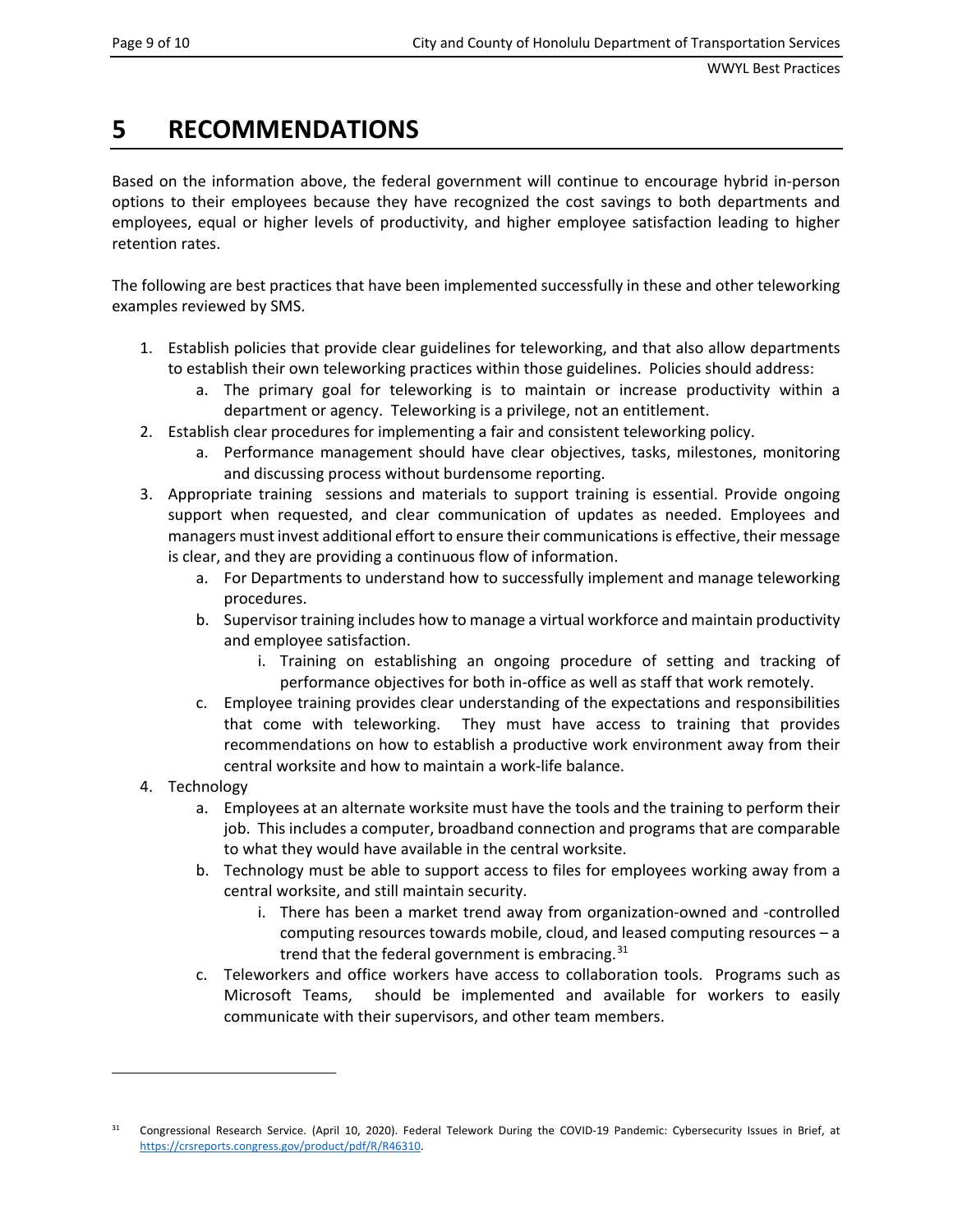# 5 RECOMMENDATIONS

Based on the information above, the federal government will continue to encourage hybrid in-person options to their employees because they have recognized the cost savings to both departments and employees, equal or higher levels of productivity, and higher employee satisfaction leading to higher retention rates.

The following are best practices that have been implemented successfully in these and other teleworking examples reviewed by SMS.

1. Establish policies that provide clear guidelines for teleworking, and that also allow departments to establish their own teleworking practices within those guidelines. Policies should address:
    a. The primary goal for teleworking is to maintain or increase productivity within a department or agency. Teleworking is a privilege, not an entitlement.
2. Establish clear procedures for implementing a fair and consistent teleworking policy.
    a. Performance management should have clear objectives, tasks, milestones, monitoring and discussing process without burdensome reporting.
3. Appropriate training sessions and materials to support training is essential. Provide ongoing support when requested, and clear communication of updates as needed. Employees and managers must invest additional effort to ensure their communications is effective, their message is clear, and they are providing a continuous flow of information.
    a. For Departments to understand how to successfully implement and manage teleworking procedures.
    b. Supervisor training includes how to manage a virtual workforce and maintain productivity and employee satisfaction.
        i. Training on establishing an ongoing procedure of setting and tracking of performance objectives for both in-office as well as staff that work remotely.
    c. Employee training provides clear understanding of the expectations and responsibilities that come with teleworking. They must have access to training that provides recommendations on how to establish a productive work environment away from their central worksite and how to maintain a work-life balance.
4. Technology
    a. Employees at an alternate worksite must have the tools and the training to perform their job. This includes a computer, broadband connection and programs that are comparable to what they would have available in the central worksite.
    b. Technology must be able to support access to files for employees working away from a central worksite, and still maintain security.
        i. There has been a market trend away from organization-owned and -controlled computing resources towards mobile, cloud, and leased computing resources – a trend that the federal government is embracing.[31]
    c. Teleworkers and office workers have access to collaboration tools. Programs such as Microsoft Teams, should be implemented and available for workers to easily communicate with their supervisors, and other team members.

---

[31] Congressional Research Service. (April 10, 2020). Federal Telework During the COVID-19 Pandemic: Cybersecurity Issues in Brief, at https://crsreports.congress.gov/product/pdf/R/R46310.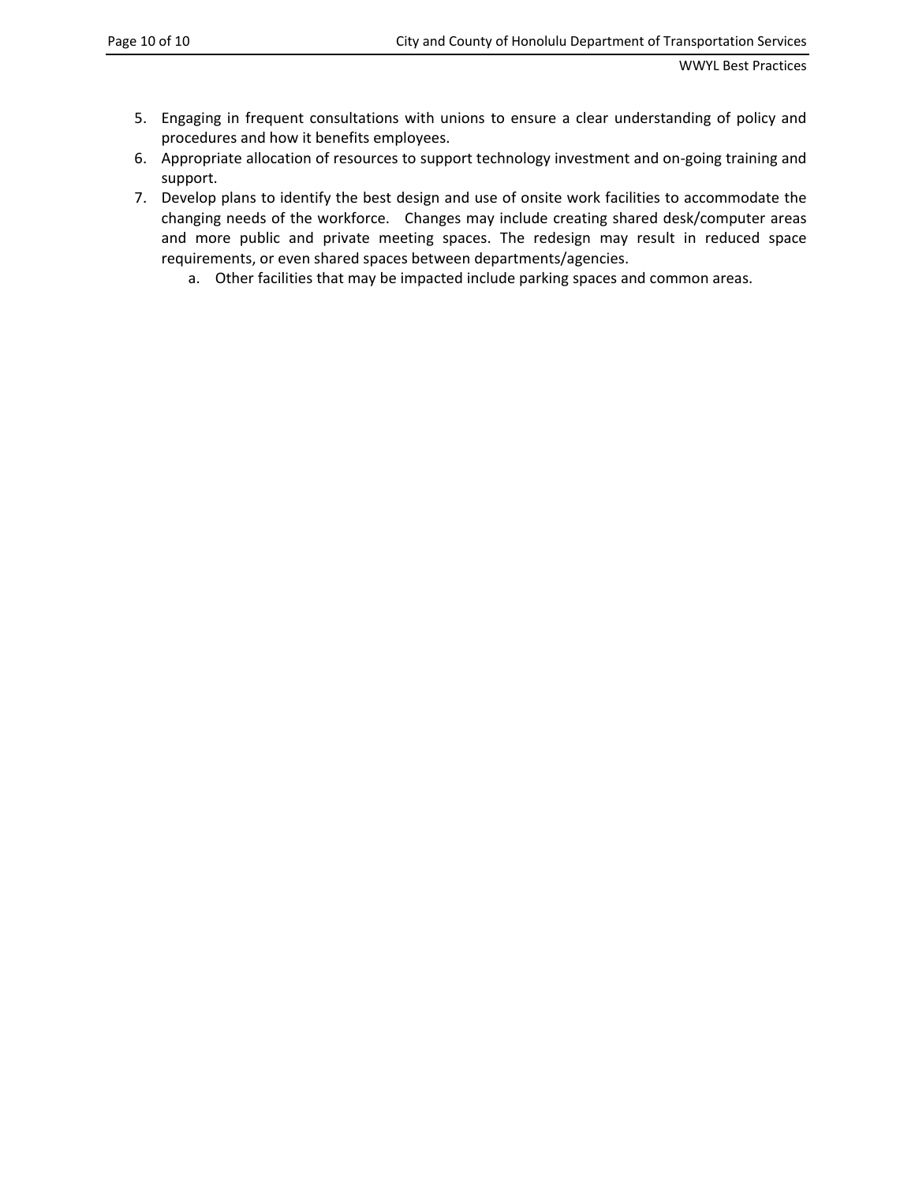5. Engaging in frequent consultations with unions to ensure a clear understanding of policy and procedures and how it benefits employees.
6. Appropriate allocation of resources to support technology investment and on-going training and support.
7. Develop plans to identify the best design and use of onsite work facilities to accommodate the changing needs of the workforce. Changes may include creating shared desk/computer areas and more public and private meeting spaces. The redesign may result in reduced space requirements, or even shared spaces between departments/agencies.
   a. Other facilities that may be impacted include parking spaces and common areas.